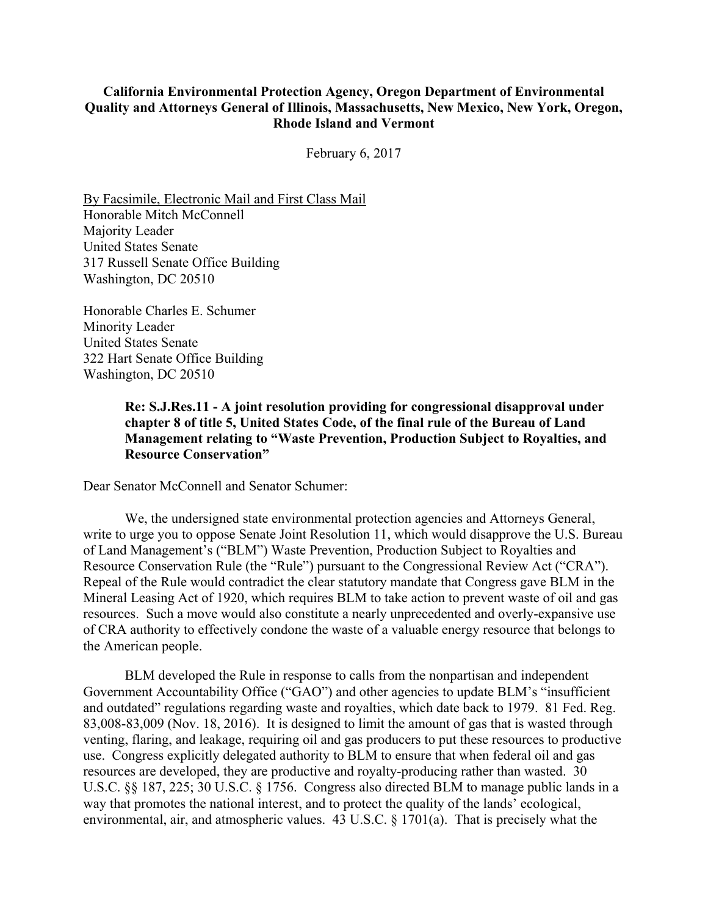**California Environmental Protection Agency, Oregon Department of Environmental Quality and Attorneys General of Illinois, Massachusetts, New Mexico, New York, Oregon, Rhode Island and Vermont**

February 6, 2017

By Facsimile, Electronic Mail and First Class Mail
Honorable Mitch McConnell
Majority Leader
United States Senate
317 Russell Senate Office Building
Washington, DC 20510

Honorable Charles E. Schumer
Minority Leader
United States Senate
322 Hart Senate Office Building
Washington, DC 20510

**Re: S.J.Res.11 - A joint resolution providing for congressional disapproval under chapter 8 of title 5, United States Code, of the final rule of the Bureau of Land Management relating to "Waste Prevention, Production Subject to Royalties, and Resource Conservation"**

Dear Senator McConnell and Senator Schumer:

We, the undersigned state environmental protection agencies and Attorneys General, write to urge you to oppose Senate Joint Resolution 11, which would disapprove the U.S. Bureau of Land Management's ("BLM") Waste Prevention, Production Subject to Royalties and Resource Conservation Rule (the "Rule") pursuant to the Congressional Review Act ("CRA"). Repeal of the Rule would contradict the clear statutory mandate that Congress gave BLM in the Mineral Leasing Act of 1920, which requires BLM to take action to prevent waste of oil and gas resources. Such a move would also constitute a nearly unprecedented and overly-expansive use of CRA authority to effectively condone the waste of a valuable energy resource that belongs to the American people.

BLM developed the Rule in response to calls from the nonpartisan and independent Government Accountability Office ("GAO") and other agencies to update BLM's "insufficient and outdated" regulations regarding waste and royalties, which date back to 1979. 81 Fed. Reg. 83,008-83,009 (Nov. 18, 2016). It is designed to limit the amount of gas that is wasted through venting, flaring, and leakage, requiring oil and gas producers to put these resources to productive use. Congress explicitly delegated authority to BLM to ensure that when federal oil and gas resources are developed, they are productive and royalty-producing rather than wasted. 30 U.S.C. §§ 187, 225; 30 U.S.C. § 1756. Congress also directed BLM to manage public lands in a way that promotes the national interest, and to protect the quality of the lands' ecological, environmental, air, and atmospheric values. 43 U.S.C. § 1701(a). That is precisely what the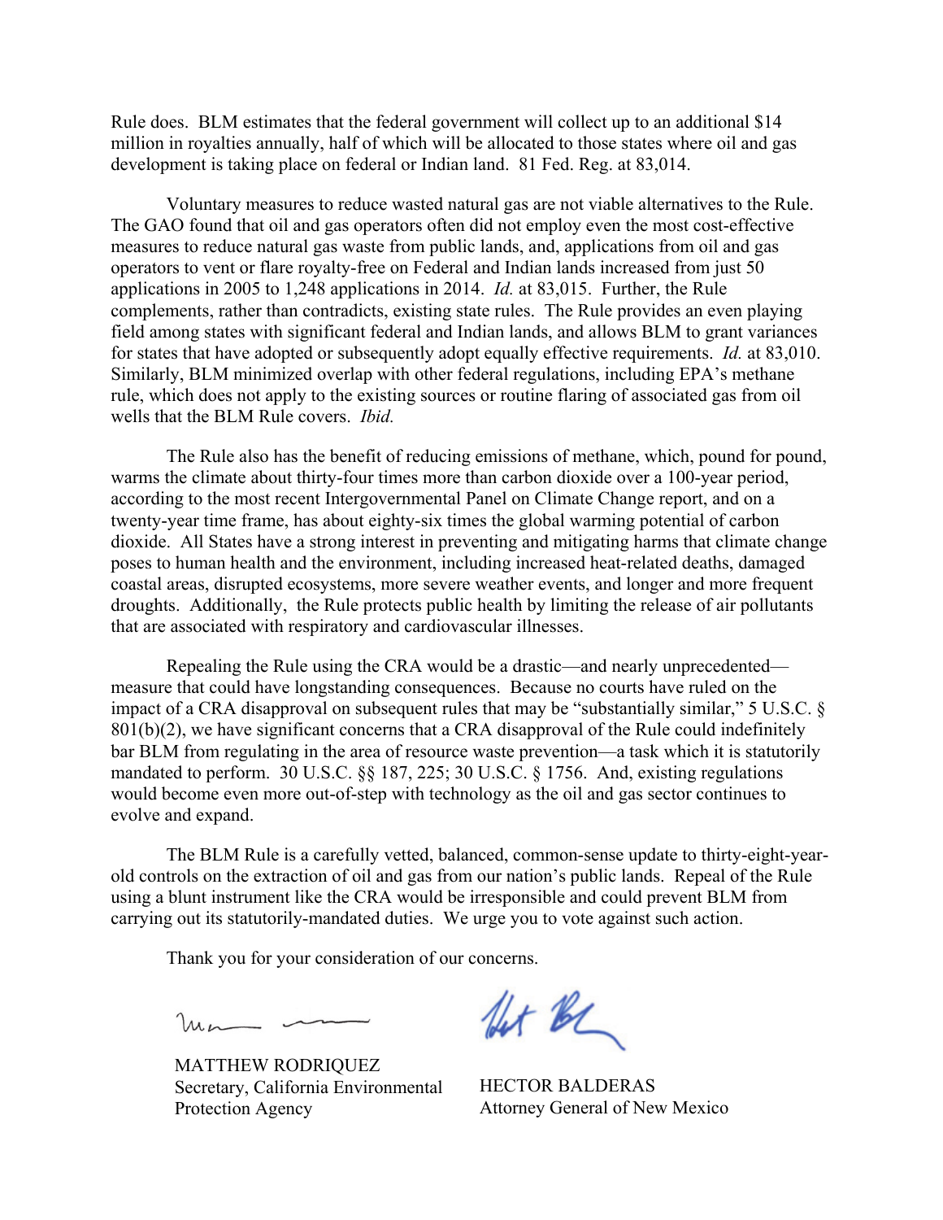Rule does. BLM estimates that the federal government will collect up to an additional $14 million in royalties annually, half of which will be allocated to those states where oil and gas development is taking place on federal or Indian land. 81 Fed. Reg. at 83,014.

Voluntary measures to reduce wasted natural gas are not viable alternatives to the Rule. The GAO found that oil and gas operators often did not employ even the most cost-effective measures to reduce natural gas waste from public lands, and, applications from oil and gas operators to vent or flare royalty-free on Federal and Indian lands increased from just 50 applications in 2005 to 1,248 applications in 2014. *Id.* at 83,015. Further, the Rule complements, rather than contradicts, existing state rules. The Rule provides an even playing field among states with significant federal and Indian lands, and allows BLM to grant variances for states that have adopted or subsequently adopt equally effective requirements. *Id.* at 83,010. Similarly, BLM minimized overlap with other federal regulations, including EPA's methane rule, which does not apply to the existing sources or routine flaring of associated gas from oil wells that the BLM Rule covers. *Ibid.*

The Rule also has the benefit of reducing emissions of methane, which, pound for pound, warms the climate about thirty-four times more than carbon dioxide over a 100-year period, according to the most recent Intergovernmental Panel on Climate Change report, and on a twenty-year time frame, has about eighty-six times the global warming potential of carbon dioxide. All States have a strong interest in preventing and mitigating harms that climate change poses to human health and the environment, including increased heat-related deaths, damaged coastal areas, disrupted ecosystems, more severe weather events, and longer and more frequent droughts. Additionally, the Rule protects public health by limiting the release of air pollutants that are associated with respiratory and cardiovascular illnesses.

Repealing the Rule using the CRA would be a drastic—and nearly unprecedented—measure that could have longstanding consequences. Because no courts have ruled on the impact of a CRA disapproval on subsequent rules that may be "substantially similar," 5 U.S.C. § 801(b)(2), we have significant concerns that a CRA disapproval of the Rule could indefinitely bar BLM from regulating in the area of resource waste prevention—a task which it is statutorily mandated to perform. 30 U.S.C. §§ 187, 225; 30 U.S.C. § 1756. And, existing regulations would become even more out-of-step with technology as the oil and gas sector continues to evolve and expand.

The BLM Rule is a carefully vetted, balanced, common-sense update to thirty-eight-year-old controls on the extraction of oil and gas from our nation's public lands. Repeal of the Rule using a blunt instrument like the CRA would be irresponsible and could prevent BLM from carrying out its statutorily-mandated duties. We urge you to vote against such action.

Thank you for your consideration of our concerns.

MATTHEW RODRIQUEZ
Secretary, California Environmental Protection Agency

HECTOR BALDERAS
Attorney General of New Mexico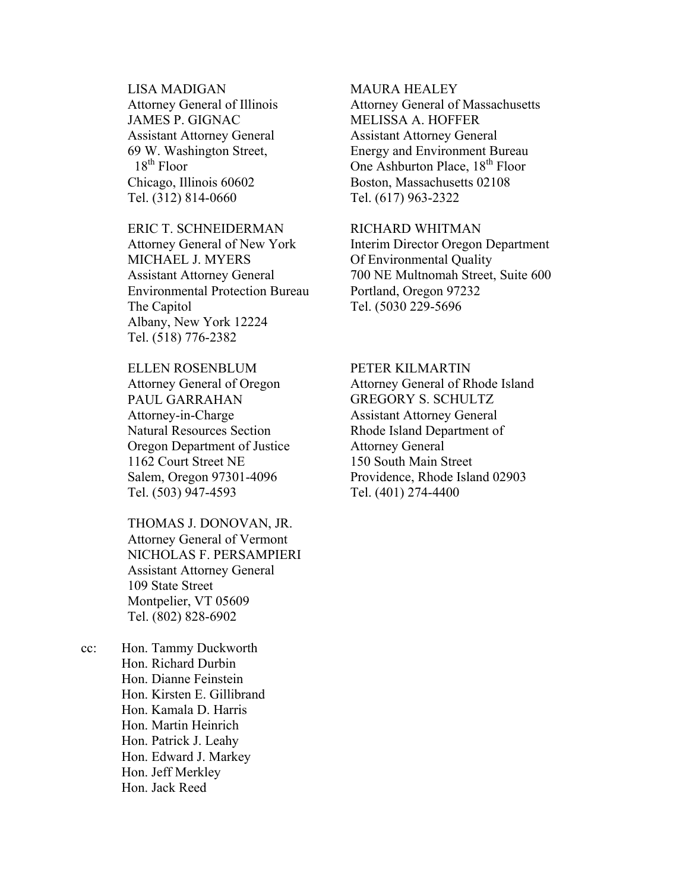LISA MADIGAN
Attorney General of Illinois
JAMES P. GIGNAC
Assistant Attorney General
69 W. Washington Street,
18th Floor
Chicago, Illinois 60602
Tel. (312) 814-0660

MAURA HEALEY
Attorney General of Massachusetts
MELISSA A. HOFFER
Assistant Attorney General
Energy and Environment Bureau
One Ashburton Place, 18th Floor
Boston, Massachusetts 02108
Tel. (617) 963-2322

ERIC T. SCHNEIDERMAN
Attorney General of New York
MICHAEL J. MYERS
Assistant Attorney General
Environmental Protection Bureau
The Capitol
Albany, New York 12224
Tel. (518) 776-2382

RICHARD WHITMAN
Interim Director Oregon Department
Of Environmental Quality
700 NE Multnomah Street, Suite 600
Portland, Oregon 97232
Tel. (5030 229-5696

ELLEN ROSENBLUM
Attorney General of Oregon
PAUL GARRAHAN
Attorney-in-Charge
Natural Resources Section
Oregon Department of Justice
1162 Court Street NE
Salem, Oregon 97301-4096
Tel. (503) 947-4593

PETER KILMARTIN
Attorney General of Rhode Island
GREGORY S. SCHULTZ
Assistant Attorney General
Rhode Island Department of
Attorney General
150 South Main Street
Providence, Rhode Island 02903
Tel. (401) 274-4400

THOMAS J. DONOVAN, JR.
Attorney General of Vermont
NICHOLAS F. PERSAMPIERI
Assistant Attorney General
109 State Street
Montpelier, VT 05609
Tel. (802) 828-6902

cc: Hon. Tammy Duckworth
Hon. Richard Durbin
Hon. Dianne Feinstein
Hon. Kirsten E. Gillibrand
Hon. Kamala D. Harris
Hon. Martin Heinrich
Hon. Patrick J. Leahy
Hon. Edward J. Markey
Hon. Jeff Merkley
Hon. Jack Reed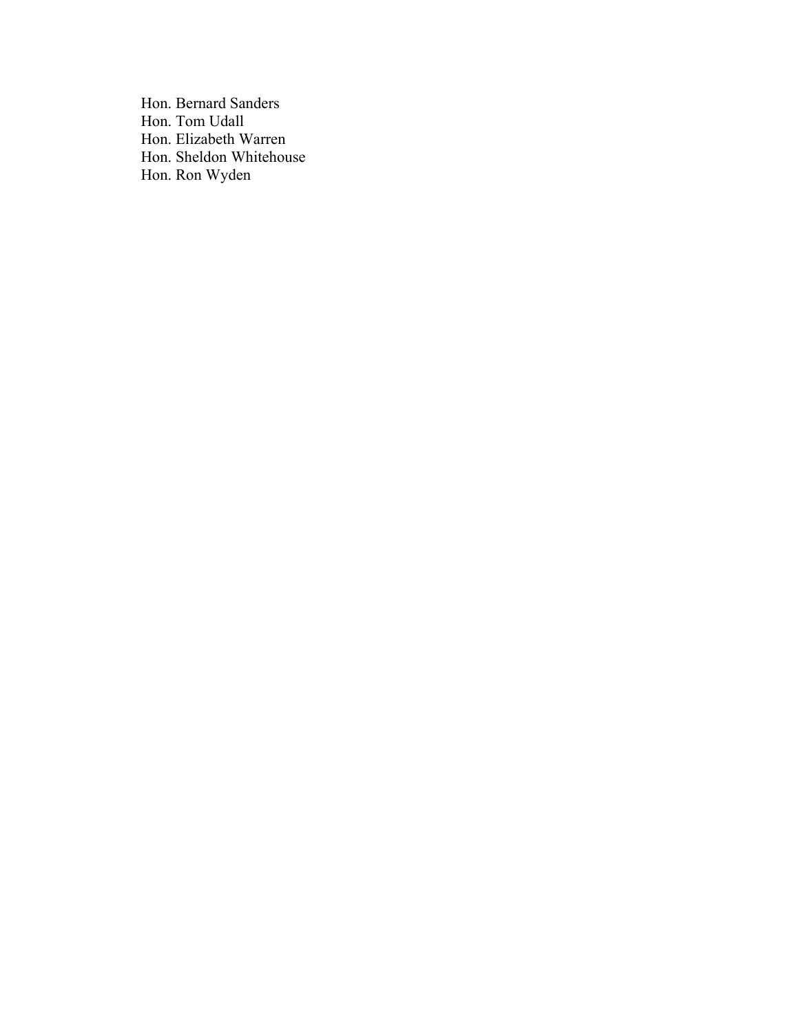Hon. Bernard Sanders
Hon. Tom Udall
Hon. Elizabeth Warren
Hon. Sheldon Whitehouse
Hon. Ron Wyden